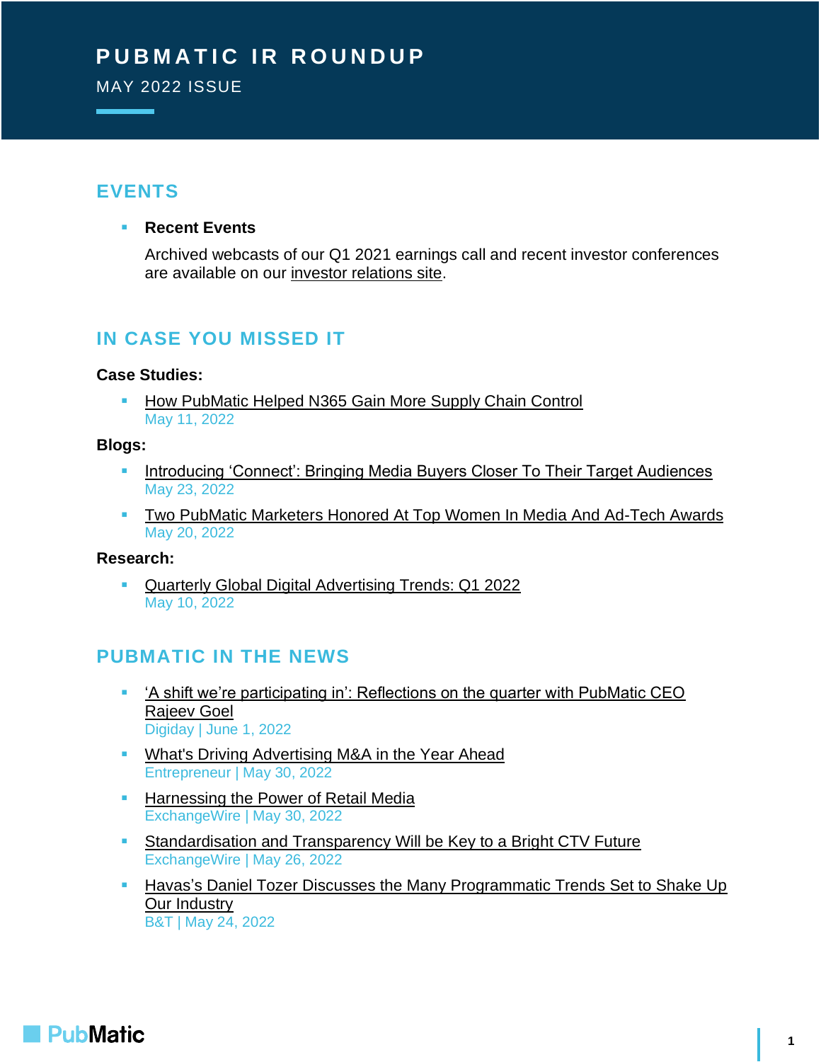# PUBMATIC IR ROUNDUP

MAY 2022 ISSUE

## EVENTS

- **Recent Events**

  Archived webcasts of our Q1 2021 earnings call and recent investor conferences are available on our investor relations site.

## IN CASE YOU MISSED IT

**Case Studies:**

- How PubMatic Helped N365 Gain More Supply Chain Control
  May 11, 2022

**Blogs:**

- Introducing 'Connect': Bringing Media Buyers Closer To Their Target Audiences
  May 23, 2022
- Two PubMatic Marketers Honored At Top Women In Media And Ad-Tech Awards
  May 20, 2022

**Research:**

- Quarterly Global Digital Advertising Trends: Q1 2022
  May 10, 2022

## PUBMATIC IN THE NEWS

- 'A shift we're participating in': Reflections on the quarter with PubMatic CEO Rajeev Goel
  Digiday | June 1, 2022
- What's Driving Advertising M&A in the Year Ahead
  Entrepreneur | May 30, 2022
- Harnessing the Power of Retail Media
  ExchangeWire | May 30, 2022
- Standardisation and Transparency Will be Key to a Bright CTV Future
  ExchangeWire | May 26, 2022
- Havas's Daniel Tozer Discusses the Many Programmatic Trends Set to Shake Up Our Industry
  B&T | May 24, 2022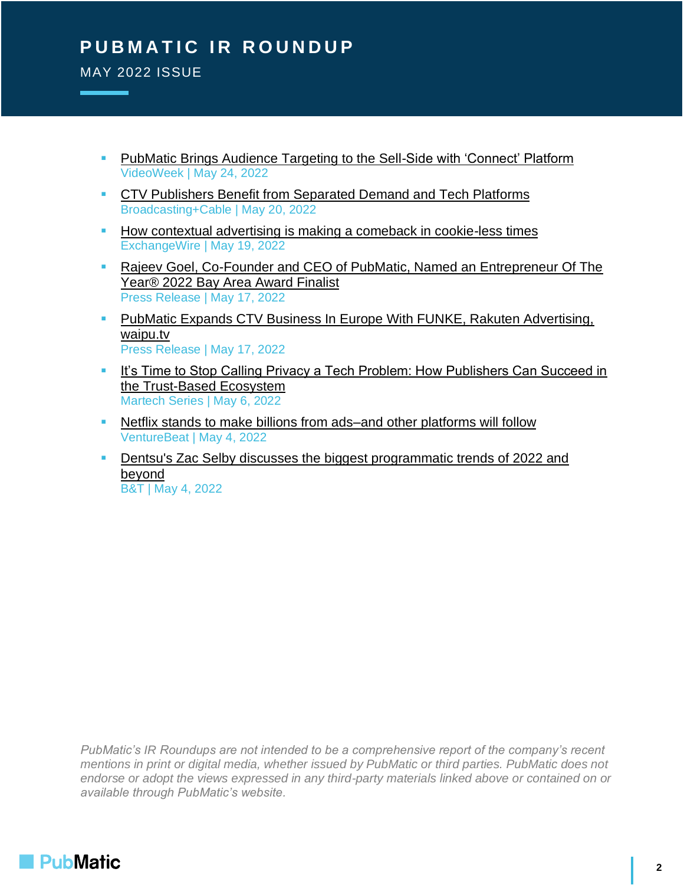# PUBMATIC IR ROUNDUP

MAY 2022 ISSUE

- PubMatic Brings Audience Targeting to the Sell-Side with 'Connect' Platform
  VideoWeek | May 24, 2022
- CTV Publishers Benefit from Separated Demand and Tech Platforms
  Broadcasting+Cable | May 20, 2022
- How contextual advertising is making a comeback in cookie-less times
  ExchangeWire | May 19, 2022
- Rajeev Goel, Co-Founder and CEO of PubMatic, Named an Entrepreneur Of The Year® 2022 Bay Area Award Finalist
  Press Release | May 17, 2022
- PubMatic Expands CTV Business In Europe With FUNKE, Rakuten Advertising, waipu.tv
  Press Release | May 17, 2022
- It's Time to Stop Calling Privacy a Tech Problem: How Publishers Can Succeed in the Trust-Based Ecosystem
  Martech Series | May 6, 2022
- Netflix stands to make billions from ads–and other platforms will follow
  VentureBeat | May 4, 2022
- Dentsu's Zac Selby discusses the biggest programmatic trends of 2022 and beyond
  B&T | May 4, 2022

*PubMatic's IR Roundups are not intended to be a comprehensive report of the company's recent mentions in print or digital media, whether issued by PubMatic or third parties. PubMatic does not endorse or adopt the views expressed in any third-party materials linked above or contained on or available through PubMatic's website.*

PubMatic